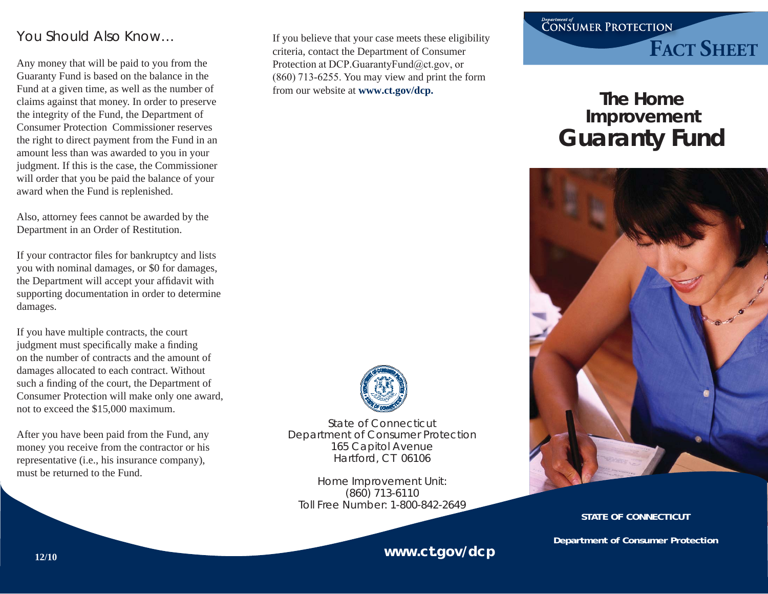## You Should Also Know…

Any money that will be paid to you from the Guaranty Fund is based on the balance in the Fund at a given time, as well as the number of claims against that money. In order to preserve the integrity of the Fund, the Department of Consumer Protection Commissioner reserves the right to direct payment from the Fund in an amount less than was awarded to you in your judgment. If this is the case, the Commissioner will order that you be paid the balance of your award when the Fund is replenished.

Also, attorney fees cannot be awarded by the Department in an Order of Restitution.

If your contractor files for bankruptcy and lists you with nominal damages, or $0 for damages, the Department will accept your affidavit with supporting documentation in order to determine damages.

If you have multiple contracts, the court judgment must specifically make a finding on the number of contracts and the amount of damages allocated to each contract. Without such a finding of the court, the Department of Consumer Protection will make only one award, not to exceed the $15,000 maximum.

After you have been paid from the Fund, any money you receive from the contractor or his representative (i.e., his insurance company), must be returned to the Fund.

12/10

If you believe that your case meets these eligibility criteria, contact the Department of Consumer Protection at DCP.GuarantyFund@ct.gov, or (860) 713-6255. You may view and print the form from our website at **www.ct.gov/dcp.**

State of Connecticut
Department of Consumer Protection
165 Capitol Avenue
Hartford, CT 06106

Home Improvement Unit:
(860) 713-6110
Toll Free Number: 1-800-842-2649

**www.ct.gov/dcp**

Department of CONSUMER PROTECTION

**FACT SHEET**

# The Home Improvement Guaranty Fund

**STATE OF CONNECTICUT**

**Department of Consumer Protection**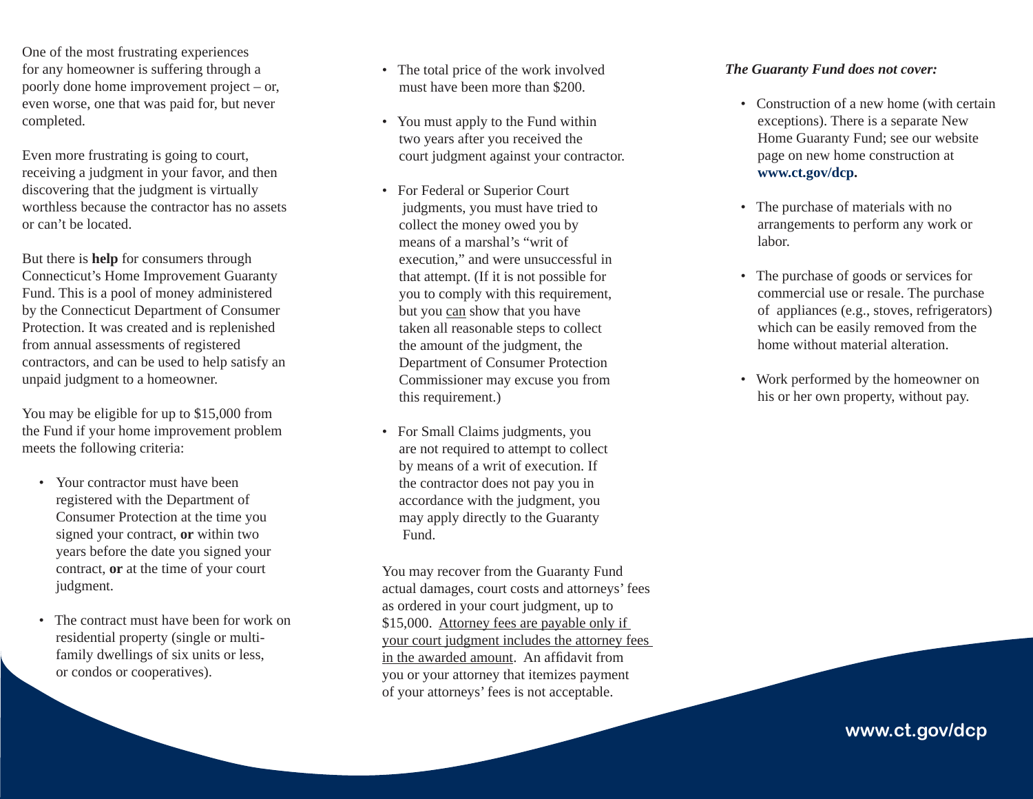One of the most frustrating experiences for any homeowner is suffering through a poorly done home improvement project – or, even worse, one that was paid for, but never completed.

Even more frustrating is going to court, receiving a judgment in your favor, and then discovering that the judgment is virtually worthless because the contractor has no assets or can't be located.

But there is **help** for consumers through Connecticut's Home Improvement Guaranty Fund. This is a pool of money administered by the Connecticut Department of Consumer Protection. It was created and is replenished from annual assessments of registered contractors, and can be used to help satisfy an unpaid judgment to a homeowner.

You may be eligible for up to $15,000 from the Fund if your home improvement problem meets the following criteria:

- Your contractor must have been registered with the Department of Consumer Protection at the time you signed your contract, **or** within two years before the date you signed your contract, **or** at the time of your court judgment.
- The contract must have been for work on residential property (single or multi-family dwellings of six units or less, or condos or cooperatives).
- The total price of the work involved must have been more than $200.
- You must apply to the Fund within two years after you received the court judgment against your contractor.
- For Federal or Superior Court judgments, you must have tried to collect the money owed you by means of a marshal's "writ of execution," and were unsuccessful in that attempt. (If it is not possible for you to comply with this requirement, but you <u>can</u> show that you have taken all reasonable steps to collect the amount of the judgment, the Department of Consumer Protection Commissioner may excuse you from this requirement.)
- For Small Claims judgments, you are not required to attempt to collect by means of a writ of execution. If the contractor does not pay you in accordance with the judgment, you may apply directly to the Guaranty Fund.

You may recover from the Guaranty Fund actual damages, court costs and attorneys' fees as ordered in your court judgment, up to $15,000. <u>Attorney fees are payable only if your court judgment includes the attorney fees in the awarded amount</u>. An affidavit from you or your attorney that itemizes payment of your attorneys' fees is not acceptable.

***The Guaranty Fund does not cover:***

- Construction of a new home (with certain exceptions). There is a separate New Home Guaranty Fund; see our website page on new home construction at **www.ct.gov/dcp.**
- The purchase of materials with no arrangements to perform any work or labor.
- The purchase of goods or services for commercial use or resale. The purchase of appliances (e.g., stoves, refrigerators) which can be easily removed from the home without material alteration.
- Work performed by the homeowner on his or her own property, without pay.

**www.ct.gov/dcp**